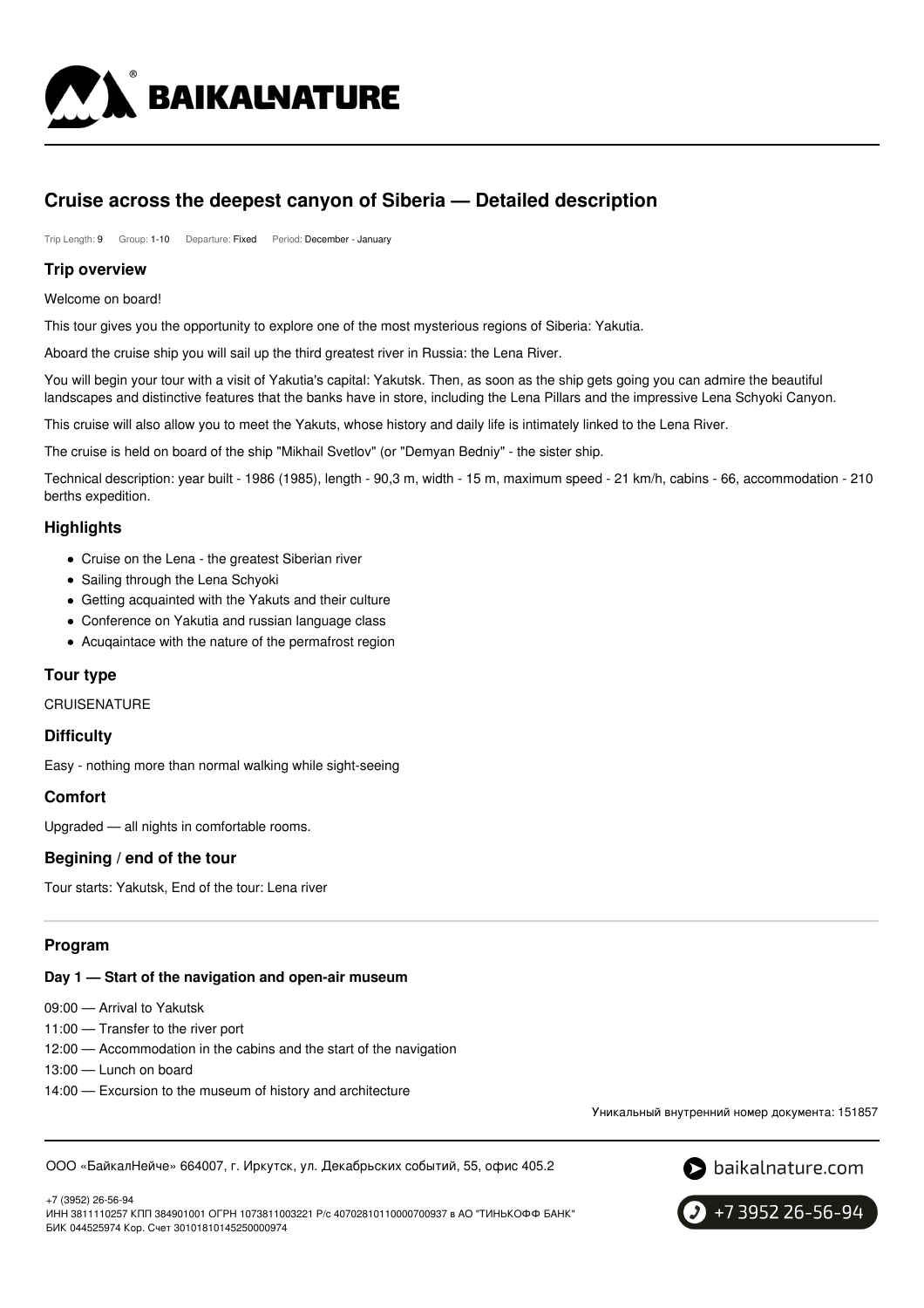# Cruise across the deepest canyon of Siberia — Detailed description

Trip Length: 9 Group: 1-10 Departure: Fixed Period: December - January

## Trip overview

Welcome on board!

This tour gives you the opportunity to explore one of the most mysterious regions of Siberia: Yakutia.

Aboard the cruise ship you will sail up the third greatest river in Russia: the Lena River.

You will begin your tour with a visit of Yakutia's capital: Yakutsk. Then, as soon as the ship gets going you can admire the beautiful landscapes and distinctive features that the banks have in store, including the Lena Pillars and the impressive Lena Schyoki Canyon.

This cruise will also allow you to meet the Yakuts, whose history and daily life is intimately linked to the Lena River.

The cruise is held on board of the ship "Mikhail Svetlov" (or "Demyan Bedniy" - the sister ship.

Technical description: year built - 1986 (1985), length - 90,3 m, width - 15 m, maximum speed - 21 km/h, cabins - 66, accommodation - 210 berths expedition.

## Highlights

- Cruise on the Lena - the greatest Siberian river
- Sailing through the Lena Schyoki
- Getting acquainted with the Yakuts and their culture
- Conference on Yakutia and russian language class
- Acuqaintace with the nature of the permafrost region

## Tour type

CRUISENATURE

## Difficulty

Easy - nothing more than normal walking while sight-seeing

## Comfort

Upgraded — all nights in comfortable rooms.

## Begining / end of the tour

Tour starts: Yakutsk, End of the tour: Lena river

## Program

### Day 1 — Start of the navigation and open-air museum

09:00 — Arrival to Yakutsk
11:00 — Transfer to the river port
12:00 — Accommodation in the cabins and the start of the navigation
13:00 — Lunch on board
14:00 — Excursion to the museum of history and architecture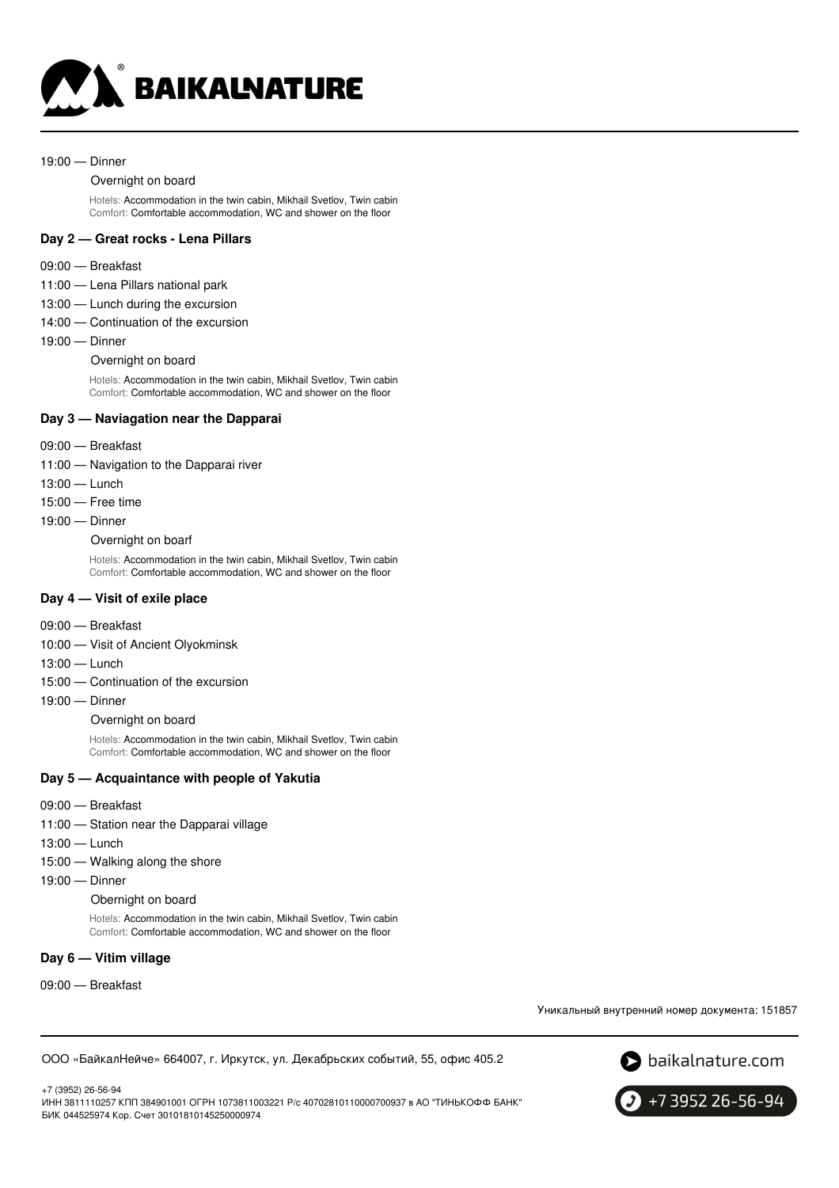19:00 — Dinner

Overnight on board

Hotels: Accommodation in the twin cabin, Mikhail Svetlov, Twin cabin
Comfort: Comfortable accommodation, WC and shower on the floor

### Day 2 — Great rocks - Lena Pillars

09:00 — Breakfast

11:00 — Lena Pillars national park

13:00 — Lunch during the excursion

14:00 — Continuation of the excursion

19:00 — Dinner

Overnight on board

Hotels: Accommodation in the twin cabin, Mikhail Svetlov, Twin cabin
Comfort: Comfortable accommodation, WC and shower on the floor

### Day 3 — Naviagation near the Dapparai

09:00 — Breakfast

11:00 — Navigation to the Dapparai river

13:00 — Lunch

15:00 — Free time

19:00 — Dinner

Overnight on boarf

Hotels: Accommodation in the twin cabin, Mikhail Svetlov, Twin cabin
Comfort: Comfortable accommodation, WC and shower on the floor

### Day 4 — Visit of exile place

09:00 — Breakfast

10:00 — Visit of Ancient Olyokminsk

13:00 — Lunch

15:00 — Continuation of the excursion

19:00 — Dinner

Overnight on board

Hotels: Accommodation in the twin cabin, Mikhail Svetlov, Twin cabin
Comfort: Comfortable accommodation, WC and shower on the floor

### Day 5 — Acquaintance with people of Yakutia

09:00 — Breakfast

11:00 — Station near the Dapparai village

13:00 — Lunch

15:00 — Walking along the shore

19:00 — Dinner

Obernight on board

Hotels: Accommodation in the twin cabin, Mikhail Svetlov, Twin cabin
Comfort: Comfortable accommodation, WC and shower on the floor

### Day 6 — Vitim village

09:00 — Breakfast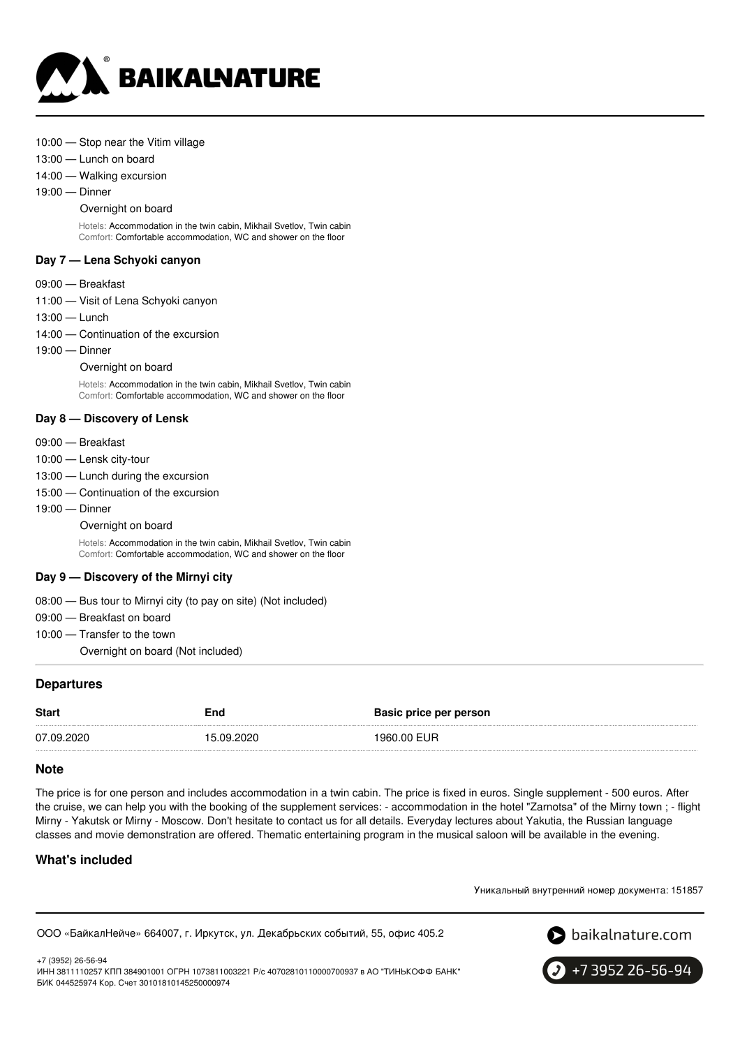10:00 — Stop near the Vitim village
13:00 — Lunch on board
14:00 — Walking excursion
19:00 — Dinner

Overnight on board

Hotels: Accommodation in the twin cabin, Mikhail Svetlov, Twin cabin
Comfort: Comfortable accommodation, WC and shower on the floor

### Day 7 — Lena Schyoki canyon

09:00 — Breakfast
11:00 — Visit of Lena Schyoki canyon
13:00 — Lunch
14:00 — Continuation of the excursion
19:00 — Dinner

Overnight on board

Hotels: Accommodation in the twin cabin, Mikhail Svetlov, Twin cabin
Comfort: Comfortable accommodation, WC and shower on the floor

### Day 8 — Discovery of Lensk

09:00 — Breakfast
10:00 — Lensk city-tour
13:00 — Lunch during the excursion
15:00 — Continuation of the excursion
19:00 — Dinner

Overnight on board

Hotels: Accommodation in the twin cabin, Mikhail Svetlov, Twin cabin
Comfort: Comfortable accommodation, WC and shower on the floor

### Day 9 — Discovery of the Mirnyi city

08:00 — Bus tour to Mirnyi city (to pay on site) (Not included)
09:00 — Breakfast on board
10:00 — Transfer to the town

Overnight on board (Not included)

## Departures

| Start | End | Basic price per person |
|---|---|---|
| 07.09.2020 | 15.09.2020 | 1960.00 EUR |

## Note

The price is for one person and includes accommodation in a twin cabin. The price is fixed in euros. Single supplement - 500 euros. After the cruise, we can help you with the booking of the supplement services: - accommodation in the hotel "Zarnotsa" of the Mirny town ; - flight Mirny - Yakutsk or Mirny - Moscow. Don't hesitate to contact us for all details. Everyday lectures about Yakutia, the Russian language classes and movie demonstration are offered. Thematic entertaining program in the musical saloon will be available in the evening.

## What's included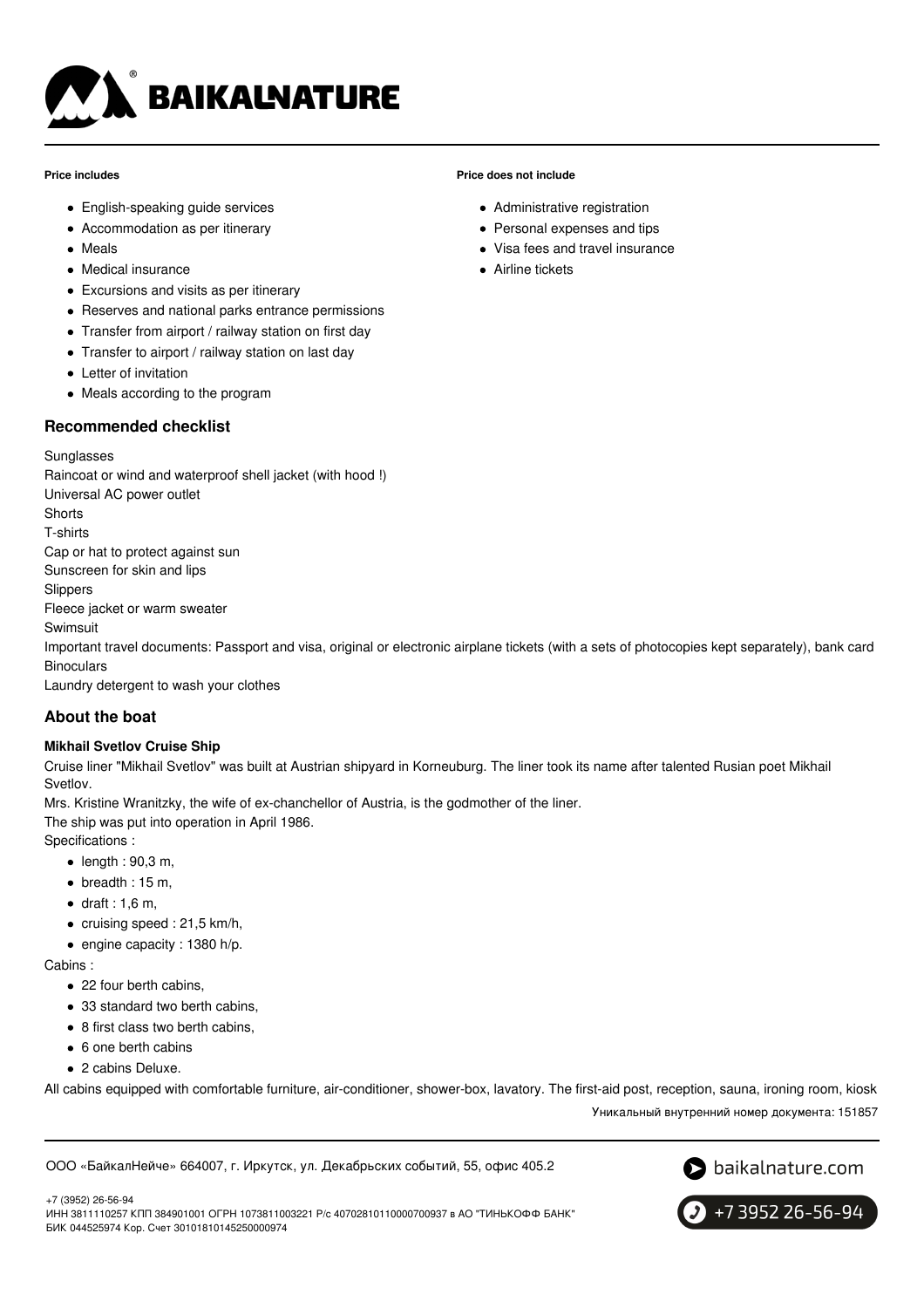**Price includes**

- English-speaking guide services
- Accommodation as per itinerary
- Meals
- Medical insurance
- Excursions and visits as per itinerary
- Reserves and national parks entrance permissions
- Transfer from airport / railway station on first day
- Transfer to airport / railway station on last day
- Letter of invitation
- Meals according to the program

**Price does not include**

- Administrative registration
- Personal expenses and tips
- Visa fees and travel insurance
- Airline tickets

## Recommended checklist

Sunglasses
Raincoat or wind and waterproof shell jacket (with hood !)
Universal AC power outlet
Shorts
T-shirts
Cap or hat to protect against sun
Sunscreen for skin and lips
Slippers
Fleece jacket or warm sweater
Swimsuit
Important travel documents: Passport and visa, original or electronic airplane tickets (with a sets of photocopies kept separately), bank card
Binoculars
Laundry detergent to wash your clothes

## About the boat

**Mikhail Svetlov Cruise Ship**

Cruise liner "Mikhail Svetlov" was built at Austrian shipyard in Korneuburg. The liner took its name after talented Rusian poet Mikhail Svetlov.
Mrs. Kristine Wranitzky, the wife of ex-chanchellor of Austria, is the godmother of the liner.
The ship was put into operation in April 1986.
Specifications :

- length : 90,3 m,
- breadth : 15 m,
- draft : 1,6 m,
- cruising speed : 21,5 km/h,
- engine capacity : 1380 h/p.

Cabins :

- 22 four berth cabins,
- 33 standard two berth cabins,
- 8 first class two berth cabins,
- 6 one berth cabins
- 2 cabins Deluxe.

All cabins equipped with comfortable furniture, air-conditioner, shower-box, lavatory. The first-aid post, reception, sauna, ironing room, kiosk

Уникальный внутренний номер документа: 151857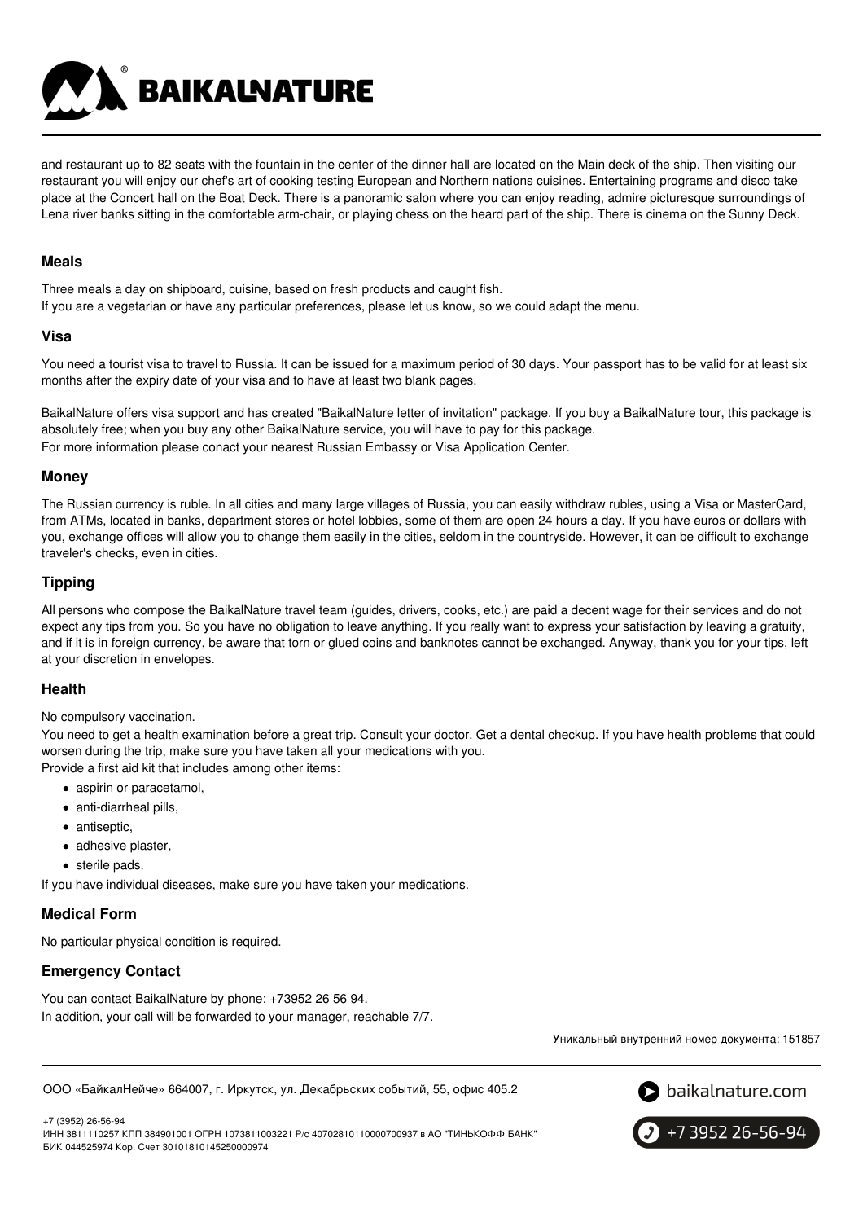and restaurant up to 82 seats with the fountain in the center of the dinner hall are located on the Main deck of the ship. Then visiting our restaurant you will enjoy our chef's art of cooking testing European and Northern nations cuisines. Entertaining programs and disco take place at the Concert hall on the Boat Deck. There is a panoramic salon where you can enjoy reading, admire picturesque surroundings of Lena river banks sitting in the comfortable arm-chair, or playing chess on the heard part of the ship. There is cinema on the Sunny Deck.

### Meals

Three meals a day on shipboard, cuisine, based on fresh products and caught fish.
If you are a vegetarian or have any particular preferences, please let us know, so we could adapt the menu.

### Visa

You need a tourist visa to travel to Russia. It can be issued for a maximum period of 30 days. Your passport has to be valid for at least six months after the expiry date of your visa and to have at least two blank pages.

BaikalNature offers visa support and has created "BaikalNature letter of invitation" package. If you buy a BaikalNature tour, this package is absolutely free; when you buy any other BaikalNature service, you will have to pay for this package.
For more information please conact your nearest Russian Embassy or Visa Application Center.

### Money

The Russian currency is ruble. In all cities and many large villages of Russia, you can easily withdraw rubles, using a Visa or MasterCard, from ATMs, located in banks, department stores or hotel lobbies, some of them are open 24 hours a day. If you have euros or dollars with you, exchange offices will allow you to change them easily in the cities, seldom in the countryside. However, it can be difficult to exchange traveler's checks, even in cities.

### Tipping

All persons who compose the BaikalNature travel team (guides, drivers, cooks, etc.) are paid a decent wage for their services and do not expect any tips from you. So you have no obligation to leave anything. If you really want to express your satisfaction by leaving a gratuity, and if it is in foreign currency, be aware that torn or glued coins and banknotes cannot be exchanged. Anyway, thank you for your tips, left at your discretion in envelopes.

### Health

No compulsory vaccination.
You need to get a health examination before a great trip. Consult your doctor. Get a dental checkup. If you have health problems that could worsen during the trip, make sure you have taken all your medications with you.
Provide a first aid kit that includes among other items:

- aspirin or paracetamol,
- anti-diarrheal pills,
- antiseptic,
- adhesive plaster,
- sterile pads.

If you have individual diseases, make sure you have taken your medications.

### Medical Form

No particular physical condition is required.

### Emergency Contact

You can contact BaikalNature by phone: +73952 26 56 94.
In addition, your call will be forwarded to your manager, reachable 7/7.

Уникальный внутренний номер документа: 151857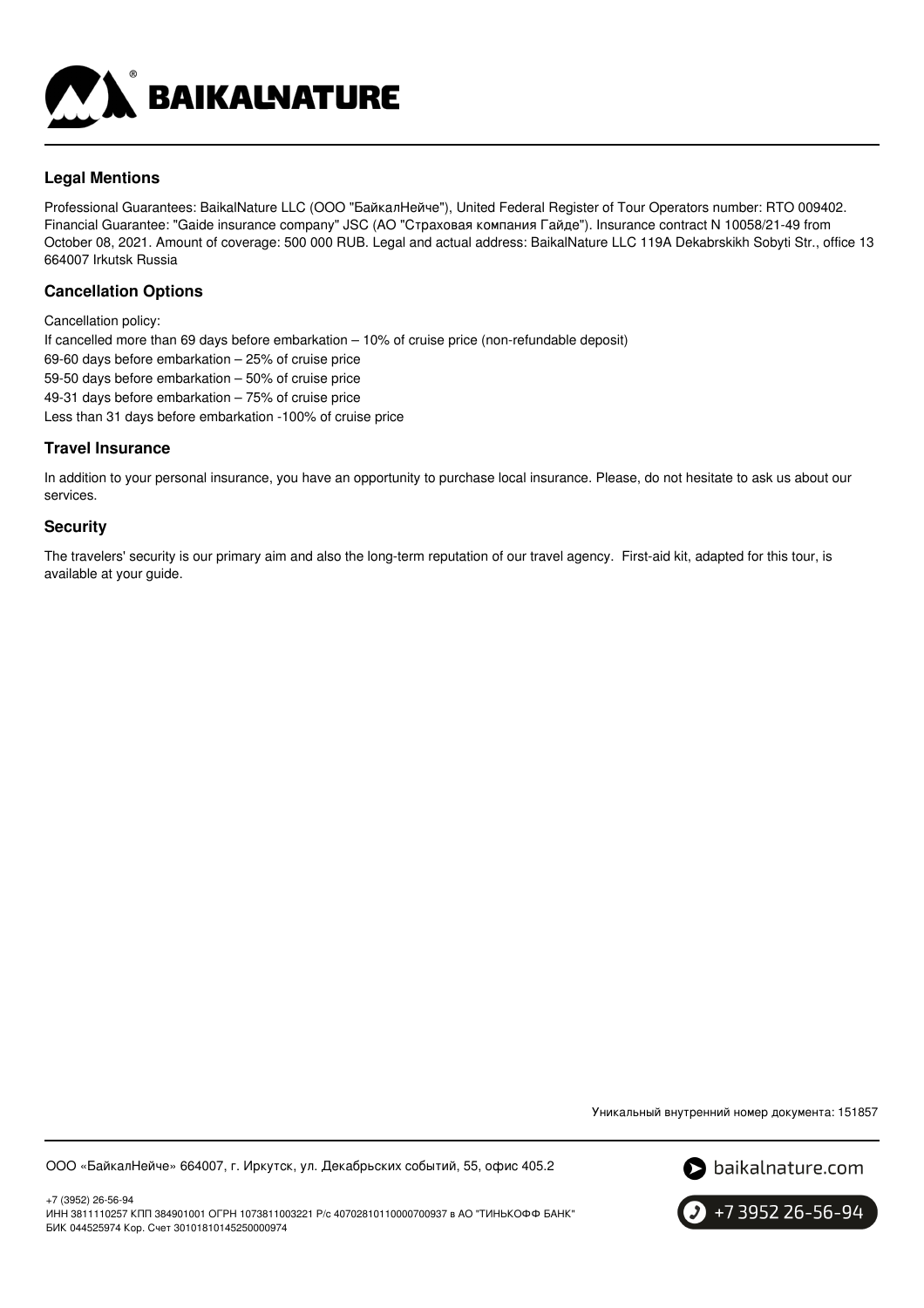## Legal Mentions

Professional Guarantees: BaikalNature LLC (ООО "БайкалНейче"), United Federal Register of Tour Operators number: RTO 009402. Financial Guarantee: "Gaide insurance company" JSC (АО "Страховая компания Гайде"). Insurance contract N 10058/21-49 from October 08, 2021. Amount of coverage: 500 000 RUB. Legal and actual address: BaikalNature LLC 119A Dekabrskikh Sobyti Str., office 13 664007 Irkutsk Russia

## Cancellation Options

Cancellation policy:

If cancelled more than 69 days before embarkation – 10% of cruise price (non-refundable deposit)

69-60 days before embarkation – 25% of cruise price

59-50 days before embarkation – 50% of cruise price

49-31 days before embarkation – 75% of cruise price

Less than 31 days before embarkation -100% of cruise price

## Travel Insurance

In addition to your personal insurance, you have an opportunity to purchase local insurance. Please, do not hesitate to ask us about our services.

## Security

The travelers' security is our primary aim and also the long-term reputation of our travel agency. First-aid kit, adapted for this tour, is available at your guide.

Уникальный внутренний номер документа: 151857